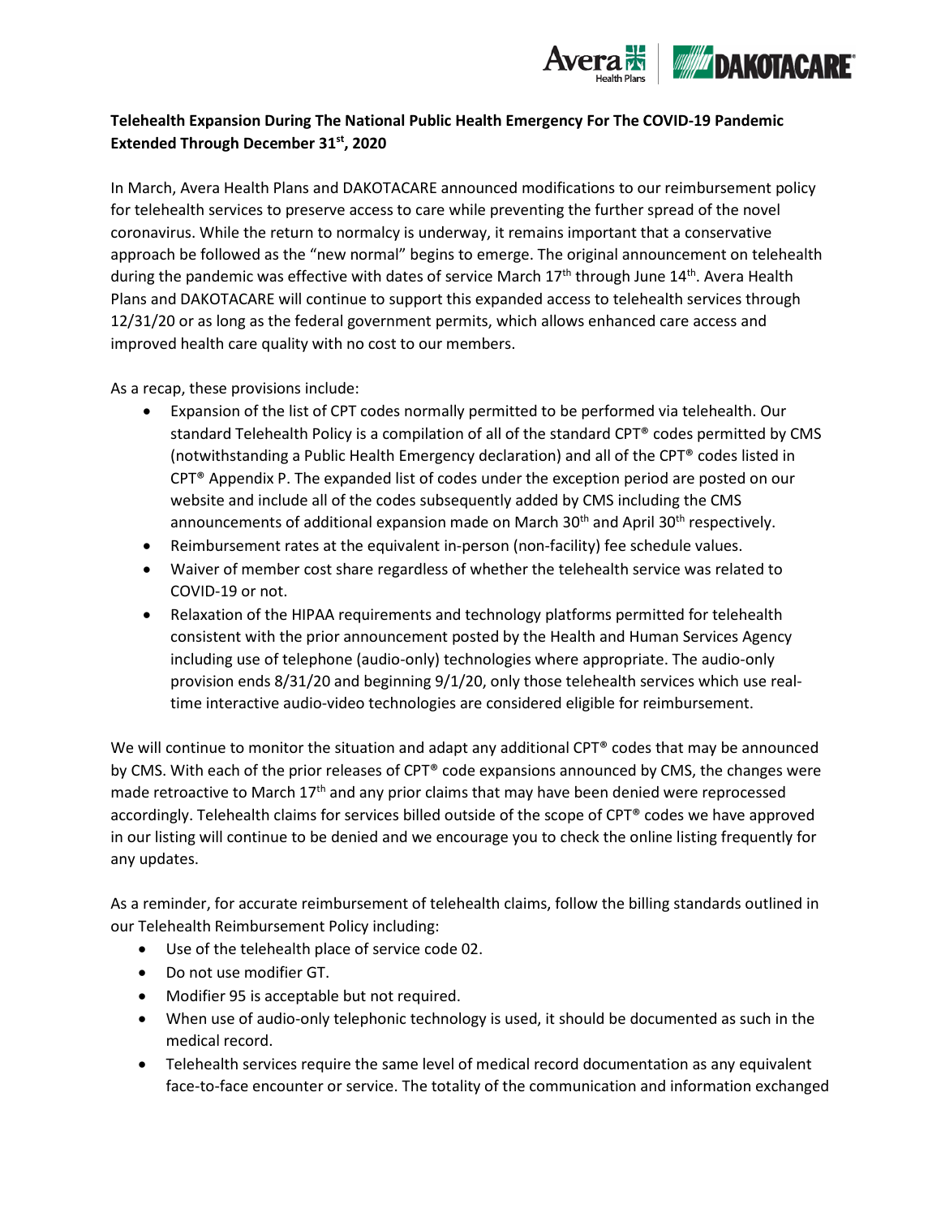**Telehealth Expansion During The National Public Health Emergency For The COVID-19 Pandemic Extended Through December 31st, 2020**

In March, Avera Health Plans and DAKOTACARE announced modifications to our reimbursement policy for telehealth services to preserve access to care while preventing the further spread of the novel coronavirus. While the return to normalcy is underway, it remains important that a conservative approach be followed as the "new normal" begins to emerge. The original announcement on telehealth during the pandemic was effective with dates of service March 17th through June 14th. Avera Health Plans and DAKOTACARE will continue to support this expanded access to telehealth services through 12/31/20 or as long as the federal government permits, which allows enhanced care access and improved health care quality with no cost to our members.

As a recap, these provisions include:

- Expansion of the list of CPT codes normally permitted to be performed via telehealth. Our standard Telehealth Policy is a compilation of all of the standard CPT® codes permitted by CMS (notwithstanding a Public Health Emergency declaration) and all of the CPT® codes listed in CPT® Appendix P. The expanded list of codes under the exception period are posted on our website and include all of the codes subsequently added by CMS including the CMS announcements of additional expansion made on March 30th and April 30th respectively.
- Reimbursement rates at the equivalent in-person (non-facility) fee schedule values.
- Waiver of member cost share regardless of whether the telehealth service was related to COVID-19 or not.
- Relaxation of the HIPAA requirements and technology platforms permitted for telehealth consistent with the prior announcement posted by the Health and Human Services Agency including use of telephone (audio-only) technologies where appropriate. The audio-only provision ends 8/31/20 and beginning 9/1/20, only those telehealth services which use real-time interactive audio-video technologies are considered eligible for reimbursement.

We will continue to monitor the situation and adapt any additional CPT® codes that may be announced by CMS. With each of the prior releases of CPT® code expansions announced by CMS, the changes were made retroactive to March 17th and any prior claims that may have been denied were reprocessed accordingly. Telehealth claims for services billed outside of the scope of CPT® codes we have approved in our listing will continue to be denied and we encourage you to check the online listing frequently for any updates.

As a reminder, for accurate reimbursement of telehealth claims, follow the billing standards outlined in our Telehealth Reimbursement Policy including:

- Use of the telehealth place of service code 02.
- Do not use modifier GT.
- Modifier 95 is acceptable but not required.
- When use of audio-only telephonic technology is used, it should be documented as such in the medical record.
- Telehealth services require the same level of medical record documentation as any equivalent face-to-face encounter or service. The totality of the communication and information exchanged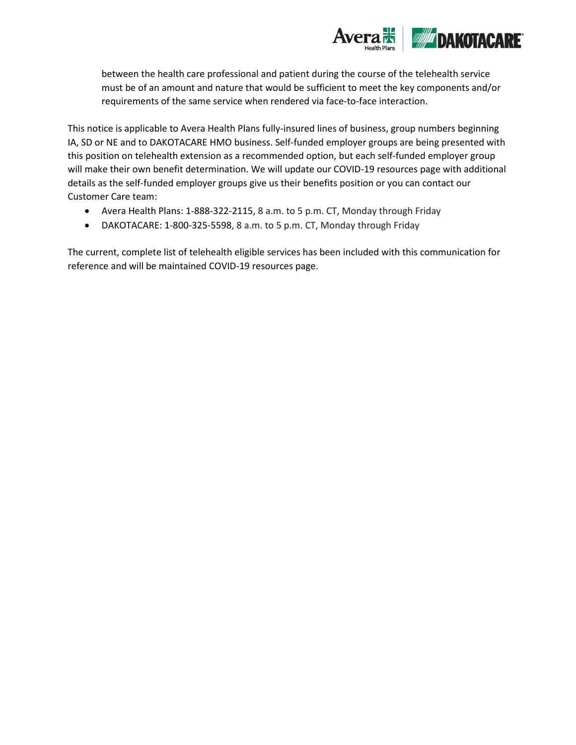between the health care professional and patient during the course of the telehealth service must be of an amount and nature that would be sufficient to meet the key components and/or requirements of the same service when rendered via face-to-face interaction.

This notice is applicable to Avera Health Plans fully-insured lines of business, group numbers beginning IA, SD or NE and to DAKOTACARE HMO business. Self-funded employer groups are being presented with this position on telehealth extension as a recommended option, but each self-funded employer group will make their own benefit determination. We will update our COVID-19 resources page with additional details as the self-funded employer groups give us their benefits position or you can contact our Customer Care team:

- Avera Health Plans: 1-888-322-2115, 8 a.m. to 5 p.m. CT, Monday through Friday
- DAKOTACARE: 1-800-325-5598, 8 a.m. to 5 p.m. CT, Monday through Friday

The current, complete list of telehealth eligible services has been included with this communication for reference and will be maintained COVID-19 resources page.